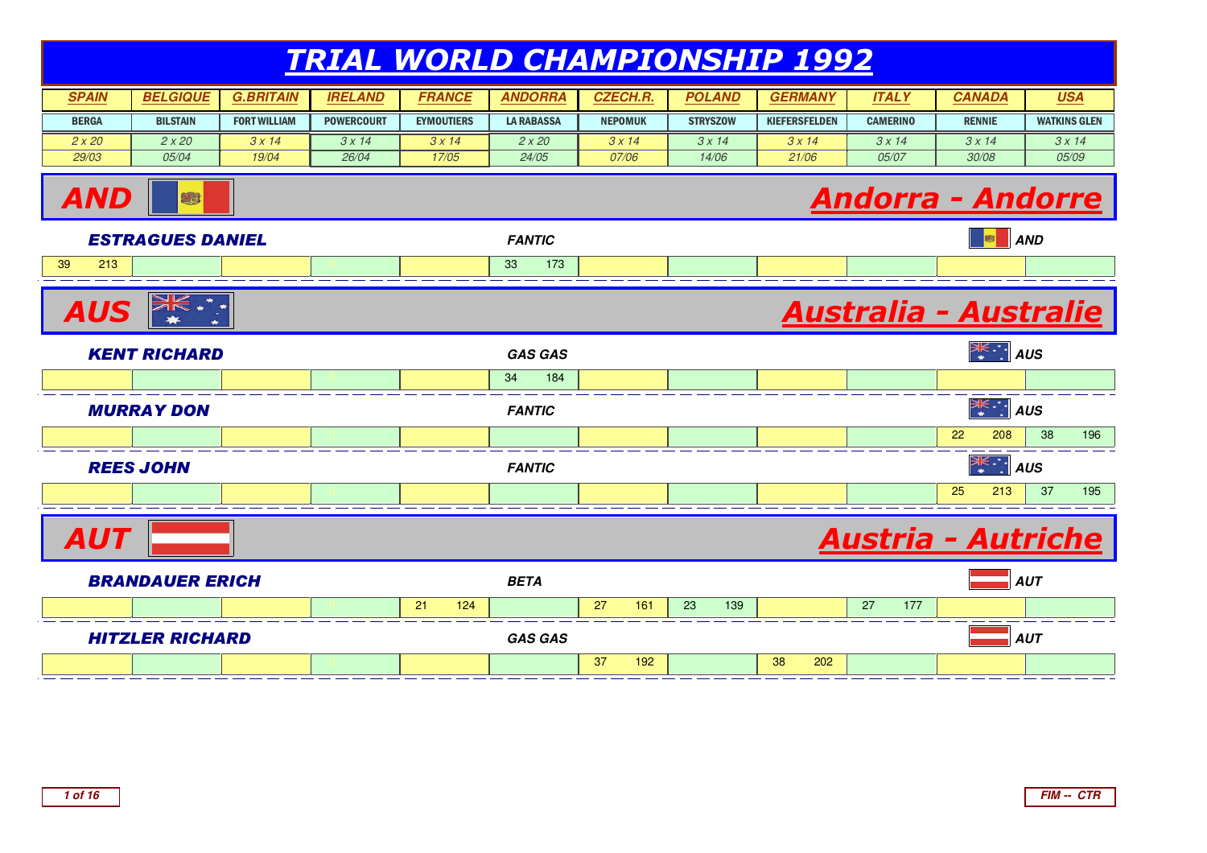# TRIAL WORLD CHAMPIONSHIP 1992

| SPAIN | BELGIQUE | G.BRITAIN | IRELAND | FRANCE | ANDORRA | CZECH.R. | POLAND | GERMANY | ITALY | CANADA | USA |
|---|---|---|---|---|---|---|---|---|---|---|---|
| BERGA | BILSTAIN | FORT WILLIAM | POWERCOURT | EYMOUTIERS | LA RABASSA | NEPOMUK | STRYSZOW | KIEFERSFELDEN | CAMERINO | RENNIE | WATKINS GLEN |
| 2 x 20 | 2 x 20 | 3 x 14 | 3 x 14 | 3 x 14 | 2 x 20 | 3 x 14 | 3 x 14 | 3 x 14 | 3 x 14 | 3 x 14 | 3 x 14 |
| 29/03 | 05/04 | 19/04 | 26/04 | 17/05 | 24/05 | 07/06 | 14/06 | 21/06 | 05/07 | 30/08 | 05/09 |

## AND — Andorra - Andorre

**ESTRAGUES DANIEL** — FANTIC — AND

| SPAIN | BELGIQUE | G.BRITAIN | IRELAND | FRANCE | ANDORRA | CZECH.R. | POLAND | GERMANY | ITALY | CANADA | USA |
|---|---|---|---|---|---|---|---|---|---|---|---|
| 39 213 | | | | | 33 173 | | | | | | |

## AUS — Australia - Australie

**KENT RICHARD** — GAS GAS — AUS

| SPAIN | BELGIQUE | G.BRITAIN | IRELAND | FRANCE | ANDORRA | CZECH.R. | POLAND | GERMANY | ITALY | CANADA | USA |
|---|---|---|---|---|---|---|---|---|---|---|---|
| | | | | | 34 184 | | | | | | |

**MURRAY DON** — FANTIC — AUS

| SPAIN | BELGIQUE | G.BRITAIN | IRELAND | FRANCE | ANDORRA | CZECH.R. | POLAND | GERMANY | ITALY | CANADA | USA |
|---|---|---|---|---|---|---|---|---|---|---|---|
| | | | | | | | | | | 22 208 | 38 196 |

**REES JOHN** — FANTIC — AUS

| SPAIN | BELGIQUE | G.BRITAIN | IRELAND | FRANCE | ANDORRA | CZECH.R. | POLAND | GERMANY | ITALY | CANADA | USA |
|---|---|---|---|---|---|---|---|---|---|---|---|
| | | | | | | | | | | 25 213 | 37 195 |

## AUT — Austria - Autriche

**BRANDAUER ERICH** — BETA — AUT

| SPAIN | BELGIQUE | G.BRITAIN | IRELAND | FRANCE | ANDORRA | CZECH.R. | POLAND | GERMANY | ITALY | CANADA | USA |
|---|---|---|---|---|---|---|---|---|---|---|---|
| | | | | 21 124 | | 27 161 | 23 139 | | 27 177 | | |

**HITZLER RICHARD** — GAS GAS — AUT

| SPAIN | BELGIQUE | G.BRITAIN | IRELAND | FRANCE | ANDORRA | CZECH.R. | POLAND | GERMANY | ITALY | CANADA | USA |
|---|---|---|---|---|---|---|---|---|---|---|---|
| | | | | | | 37 192 | | 38 202 | | | |

FIM -- CTR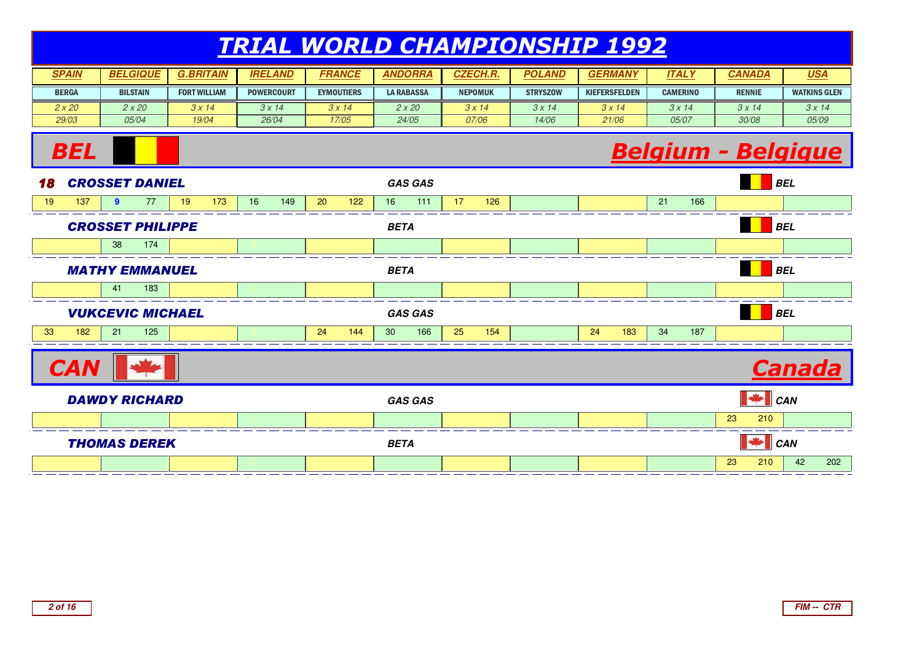# TRIAL WORLD CHAMPIONSHIP 1992

| SPAIN | BELGIQUE | G.BRITAIN | IRELAND | FRANCE | ANDORRA | CZECH.R. | POLAND | GERMANY | ITALY | CANADA | USA |
|---|---|---|---|---|---|---|---|---|---|---|---|
| BERGA | BILSTAIN | FORT WILLIAM | POWERCOURT | EYMOUTIERS | LA RABASSA | NEPOMUK | STRYSZOW | KIEFERSFELDEN | CAMERINO | RENNIE | WATKINS GLEN |
| 2 x 20 | 2 x 20 | 3 x 14 | 3 x 14 | 3 x 14 | 2 x 20 | 3 x 14 | 3 x 14 | 3 x 14 | 3 x 14 | 3 x 14 | 3 x 14 |
| 29/03 | 05/04 | 19/04 | 26/04 | 17/05 | 24/05 | 07/06 | 14/06 | 21/06 | 05/07 | 30/08 | 05/09 |

## BEL — Belgium - Belgique

**18 CROSSET DANIEL** — GAS GAS — BEL

| SPAIN | BELGIQUE | G.BRITAIN | IRELAND | FRANCE | ANDORRA | CZECH.R. | POLAND | GERMANY | ITALY | CANADA | USA |
|---|---|---|---|---|---|---|---|---|---|---|---|
| 19 137 | 9 77 | 19 173 | 16 149 | 20 122 | 16 111 | 17 126 | | | 21 166 | | |

**CROSSET PHILIPPE** — BETA — BEL

| SPAIN | BELGIQUE | G.BRITAIN | IRELAND | FRANCE | ANDORRA | CZECH.R. | POLAND | GERMANY | ITALY | CANADA | USA |
|---|---|---|---|---|---|---|---|---|---|---|---|
| | 38 174 | | | | | | | | | | |

**MATHY EMMANUEL** — BETA — BEL

| SPAIN | BELGIQUE | G.BRITAIN | IRELAND | FRANCE | ANDORRA | CZECH.R. | POLAND | GERMANY | ITALY | CANADA | USA |
|---|---|---|---|---|---|---|---|---|---|---|---|
| | 41 183 | | | | | | | | | | |

**VUKCEVIC MICHAEL** — GAS GAS — BEL

| SPAIN | BELGIQUE | G.BRITAIN | IRELAND | FRANCE | ANDORRA | CZECH.R. | POLAND | GERMANY | ITALY | CANADA | USA |
|---|---|---|---|---|---|---|---|---|---|---|---|
| 33 182 | 21 125 | | | 24 144 | 30 166 | 25 154 | | 24 183 | 34 187 | | |

## CAN — Canada

**DAWDY RICHARD** — GAS GAS — CAN

| SPAIN | BELGIQUE | G.BRITAIN | IRELAND | FRANCE | ANDORRA | CZECH.R. | POLAND | GERMANY | ITALY | CANADA | USA |
|---|---|---|---|---|---|---|---|---|---|---|---|
| | | | | | | | | | | 23 210 | |

**THOMAS DEREK** — BETA — CAN

| SPAIN | BELGIQUE | G.BRITAIN | IRELAND | FRANCE | ANDORRA | CZECH.R. | POLAND | GERMANY | ITALY | CANADA | USA |
|---|---|---|---|---|---|---|---|---|---|---|---|
| | | | | | | | | | | 23 210 | 42 202 |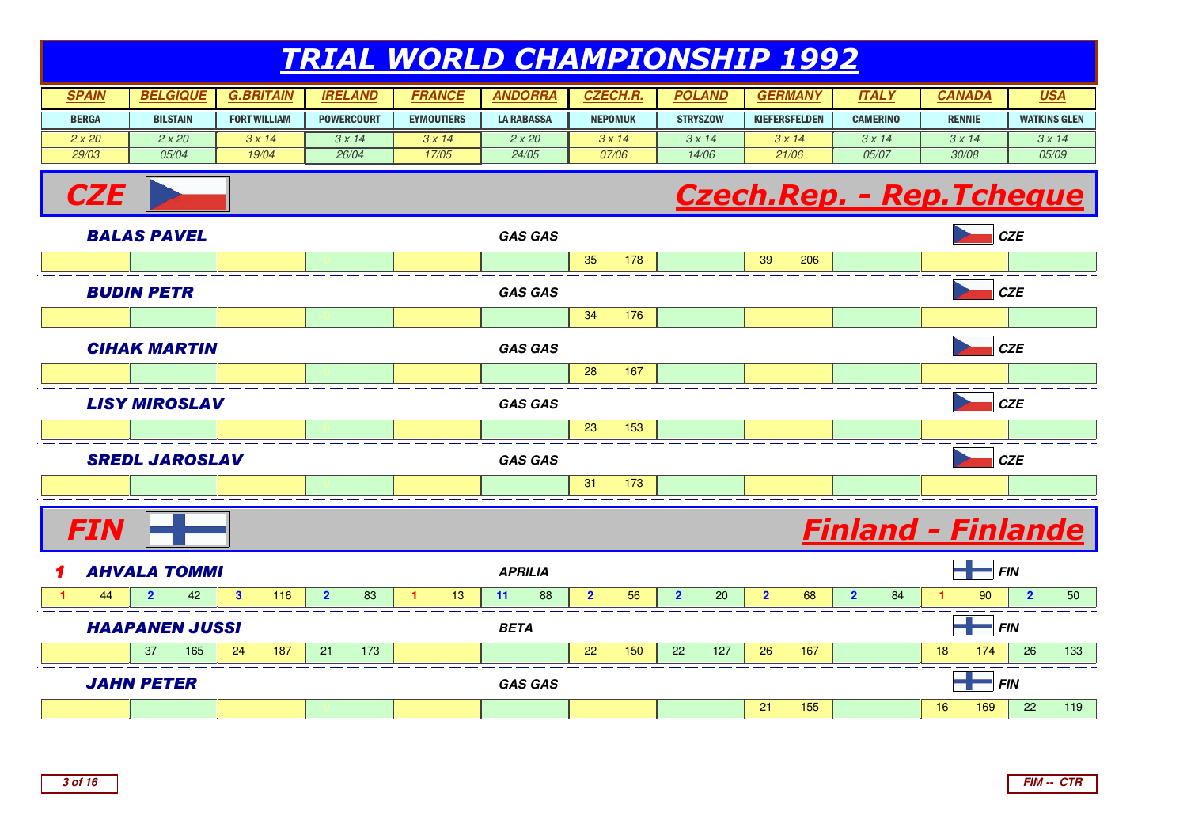# TRIAL WORLD CHAMPIONSHIP 1992

| SPAIN | BELGIQUE | G.BRITAIN | IRELAND | FRANCE | ANDORRA | CZECH.R. | POLAND | GERMANY | ITALY | CANADA | USA |
|---|---|---|---|---|---|---|---|---|---|---|---|
| BERGA | BILSTAIN | FORT WILLIAM | POWERCOURT | EYMOUTIERS | LA RABASSA | NEPOMUK | STRYSZOW | KIEFERSFELDEN | CAMERINO | RENNIE | WATKINS GLEN |
| 2 x 20 | 2 x 20 | 3 x 14 | 3 x 14 | 3 x 14 | 2 x 20 | 3 x 14 | 3 x 14 | 3 x 14 | 3 x 14 | 3 x 14 | 3 x 14 |
| 29/03 | 05/04 | 19/04 | 26/04 | 17/05 | 24/05 | 07/06 | 14/06 | 21/06 | 05/07 | 30/08 | 05/09 |

## CZE — Czech.Rep. - Rep.Tcheque

**BALAS PAVEL** — GAS GAS — CZE

| SPAIN | BELGIQUE | G.BRITAIN | IRELAND | FRANCE | ANDORRA | CZECH.R. | POLAND | GERMANY | ITALY | CANADA | USA |
|---|---|---|---|---|---|---|---|---|---|---|---|
| | | | 0 | | | 35 178 | | 39 206 | | | |

**BUDIN PETR** — GAS GAS — CZE

| SPAIN | BELGIQUE | G.BRITAIN | IRELAND | FRANCE | ANDORRA | CZECH.R. | POLAND | GERMANY | ITALY | CANADA | USA |
|---|---|---|---|---|---|---|---|---|---|---|---|
| | | | 0 | | | 34 176 | | | | | |

**CIHAK MARTIN** — GAS GAS — CZE

| SPAIN | BELGIQUE | G.BRITAIN | IRELAND | FRANCE | ANDORRA | CZECH.R. | POLAND | GERMANY | ITALY | CANADA | USA |
|---|---|---|---|---|---|---|---|---|---|---|---|
| | | | 0 | | | 28 167 | | | | | |

**LISY MIROSLAV** — GAS GAS — CZE

| SPAIN | BELGIQUE | G.BRITAIN | IRELAND | FRANCE | ANDORRA | CZECH.R. | POLAND | GERMANY | ITALY | CANADA | USA |
|---|---|---|---|---|---|---|---|---|---|---|---|
| | | | 0 | | | 23 153 | | | | | |

**SREDL JAROSLAV** — GAS GAS — CZE

| SPAIN | BELGIQUE | G.BRITAIN | IRELAND | FRANCE | ANDORRA | CZECH.R. | POLAND | GERMANY | ITALY | CANADA | USA |
|---|---|---|---|---|---|---|---|---|---|---|---|
| | | | 0 | | | 31 173 | | | | | |

## FIN — Finland - Finlande

**1 AHVALA TOMMI** — APRILIA — FIN

| SPAIN | BELGIQUE | G.BRITAIN | IRELAND | FRANCE | ANDORRA | CZECH.R. | POLAND | GERMANY | ITALY | CANADA | USA |
|---|---|---|---|---|---|---|---|---|---|---|---|
| 1 44 | 2 42 | 3 116 | 2 83 | 1 13 | 11 88 | 2 56 | 2 20 | 2 68 | 2 84 | 1 90 | 2 50 |

**HAAPANEN JUSSI** — BETA — FIN

| SPAIN | BELGIQUE | G.BRITAIN | IRELAND | FRANCE | ANDORRA | CZECH.R. | POLAND | GERMANY | ITALY | CANADA | USA |
|---|---|---|---|---|---|---|---|---|---|---|---|
| | 37 165 | 24 187 | 21 173 | | | 22 150 | 22 127 | 26 167 | | 18 174 | 26 133 |

**JAHN PETER** — GAS GAS — FIN

| SPAIN | BELGIQUE | G.BRITAIN | IRELAND | FRANCE | ANDORRA | CZECH.R. | POLAND | GERMANY | ITALY | CANADA | USA |
|---|---|---|---|---|---|---|---|---|---|---|---|
| | | | 0 | | | | | 21 155 | | 16 169 | 22 119 |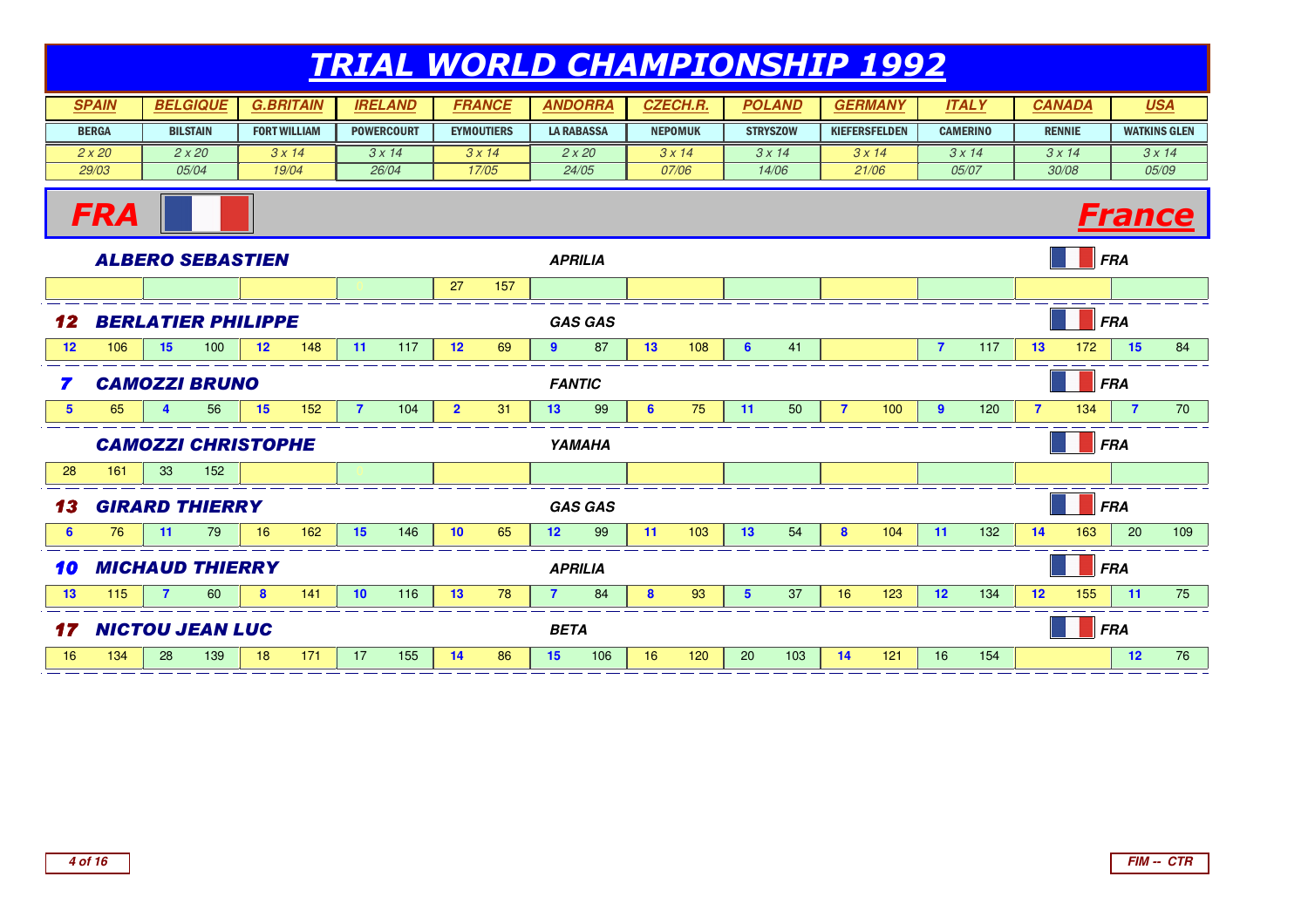# TRIAL WORLD CHAMPIONSHIP 1992

| SPAIN | BELGIQUE | G.BRITAIN | IRELAND | FRANCE | ANDORRA | CZECH.R. | POLAND | GERMANY | ITALY | CANADA | USA |
|---|---|---|---|---|---|---|---|---|---|---|---|
| BERGA | BILSTAIN | FORT WILLIAM | POWERCOURT | EYMOUTIERS | LA RABASSA | NEPOMUK | STRYSZOW | KIEFERSFELDEN | CAMERINO | RENNIE | WATKINS GLEN |
| 2 x 20 | 2 x 20 | 3 x 14 | 3 x 14 | 3 x 14 | 2 x 20 | 3 x 14 | 3 x 14 | 3 x 14 | 3 x 14 | 3 x 14 | 3 x 14 |
| 29/03 | 05/04 | 19/04 | 26/04 | 17/05 | 24/05 | 07/06 | 14/06 | 21/06 | 05/07 | 30/08 | 05/09 |

## FRA — France

### ALBERO SEBASTIEN — APRILIA — FRA

| SPAIN | BELGIQUE | G.BRITAIN | IRELAND | FRANCE | ANDORRA | CZECH.R. | POLAND | GERMANY | ITALY | CANADA | USA |
|---|---|---|---|---|---|---|---|---|---|---|---|
| | | | 0 | 27 157 | | | | | | | |

### 12 BERLATIER PHILIPPE — GAS GAS — FRA

| SPAIN | BELGIQUE | G.BRITAIN | IRELAND | FRANCE | ANDORRA | CZECH.R. | POLAND | GERMANY | ITALY | CANADA | USA |
|---|---|---|---|---|---|---|---|---|---|---|---|
| 12 106 | 15 100 | 12 148 | 11 117 | 12 69 | 9 87 | 13 108 | 6 41 | | 7 117 | 13 172 | 15 84 |

### 7 CAMOZZI BRUNO — FANTIC — FRA

| SPAIN | BELGIQUE | G.BRITAIN | IRELAND | FRANCE | ANDORRA | CZECH.R. | POLAND | GERMANY | ITALY | CANADA | USA |
|---|---|---|---|---|---|---|---|---|---|---|---|
| 5 65 | 4 56 | 15 152 | 7 104 | 2 31 | 13 99 | 6 75 | 11 50 | 7 100 | 9 120 | 7 134 | 7 70 |

### CAMOZZI CHRISTOPHE — YAMAHA — FRA

| SPAIN | BELGIQUE | G.BRITAIN | IRELAND | FRANCE | ANDORRA | CZECH.R. | POLAND | GERMANY | ITALY | CANADA | USA |
|---|---|---|---|---|---|---|---|---|---|---|---|
| 28 161 | 33 152 | | 0 | | | | | | | | |

### 13 GIRARD THIERRY — GAS GAS — FRA

| SPAIN | BELGIQUE | G.BRITAIN | IRELAND | FRANCE | ANDORRA | CZECH.R. | POLAND | GERMANY | ITALY | CANADA | USA |
|---|---|---|---|---|---|---|---|---|---|---|---|
| 6 76 | 11 79 | 16 162 | 15 146 | 10 65 | 12 99 | 11 103 | 13 54 | 8 104 | 11 132 | 14 163 | 20 109 |

### 10 MICHAUD THIERRY — APRILIA — FRA

| SPAIN | BELGIQUE | G.BRITAIN | IRELAND | FRANCE | ANDORRA | CZECH.R. | POLAND | GERMANY | ITALY | CANADA | USA |
|---|---|---|---|---|---|---|---|---|---|---|---|
| 13 115 | 7 60 | 8 141 | 10 116 | 13 78 | 7 84 | 8 93 | 5 37 | 16 123 | 12 134 | 12 155 | 11 75 |

### 17 NICTOU JEAN LUC — BETA — FRA

| SPAIN | BELGIQUE | G.BRITAIN | IRELAND | FRANCE | ANDORRA | CZECH.R. | POLAND | GERMANY | ITALY | CANADA | USA |
|---|---|---|---|---|---|---|---|---|---|---|---|
| 16 134 | 28 139 | 18 171 | 17 155 | 14 86 | 15 106 | 16 120 | 20 103 | 14 121 | 16 154 | | 12 76 |

FIM -- CTR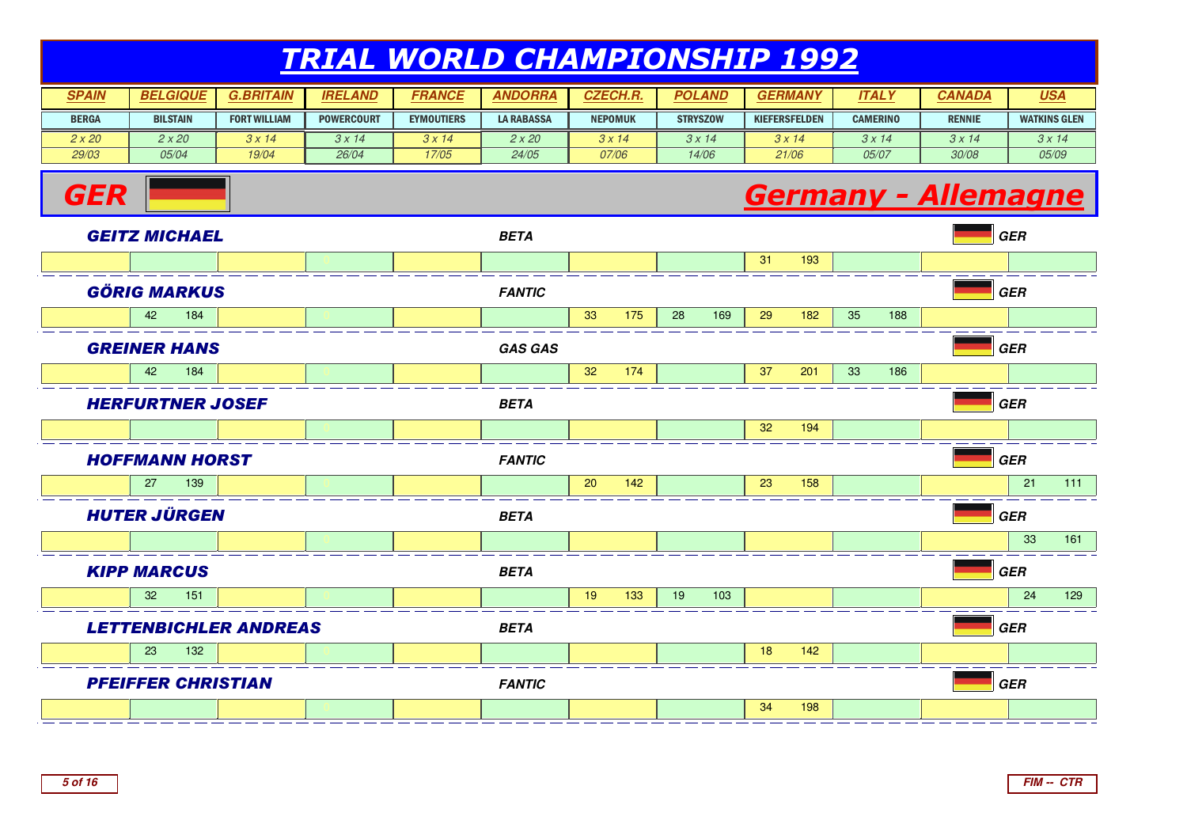# TRIAL WORLD CHAMPIONSHIP 1992

| SPAIN | BELGIQUE | G.BRITAIN | IRELAND | FRANCE | ANDORRA | CZECH.R. | POLAND | GERMANY | ITALY | CANADA | USA |
|---|---|---|---|---|---|---|---|---|---|---|---|
| BERGA | BILSTAIN | FORT WILLIAM | POWERCOURT | EYMOUTIERS | LA RABASSA | NEPOMUK | STRYSZOW | KIEFERSFELDEN | CAMERINO | RENNIE | WATKINS GLEN |
| 2 x 20 | 2 x 20 | 3 x 14 | 3 x 14 | 3 x 14 | 2 x 20 | 3 x 14 | 3 x 14 | 3 x 14 | 3 x 14 | 3 x 14 | 3 x 14 |
| 29/03 | 05/04 | 19/04 | 26/04 | 17/05 | 24/05 | 07/06 | 14/06 | 21/06 | 05/07 | 30/08 | 05/09 |

## GER — Germany - Allemagne

| Rider | Make | Nation | SPAIN | BELGIQUE | G.BRITAIN | IRELAND | FRANCE | ANDORRA | CZECH.R. | POLAND | GERMANY | ITALY | CANADA | USA |
|---|---|---|---|---|---|---|---|---|---|---|---|---|---|---|
| GEITZ MICHAEL | BETA | GER | | | | 0 | | | | | 31 193 | | | |
| GÖRIG MARKUS | FANTIC | GER | | 42 184 | | 0 | | | 33 175 | 28 169 | 29 182 | 35 188 | | |
| GREINER HANS | GAS GAS | GER | | 42 184 | | 0 | | | 32 174 | | 37 201 | 33 186 | | |
| HERFURTNER JOSEF | BETA | GER | | | | 0 | | | | | 32 194 | | | |
| HOFFMANN HORST | FANTIC | GER | | 27 139 | | 0 | | | 20 142 | | 23 158 | | | 21 111 |
| HUTER JÜRGEN | BETA | GER | | | | 0 | | | | | | | | 33 161 |
| KIPP MARCUS | BETA | GER | | 32 151 | | 0 | | | 19 133 | 19 103 | | | | 24 129 |
| LETTENBICHLER ANDREAS | BETA | GER | | 23 132 | | 0 | | | | | 18 142 | | | |
| PFEIFFER CHRISTIAN | FANTIC | GER | | | | 0 | | | | | 34 198 | | | |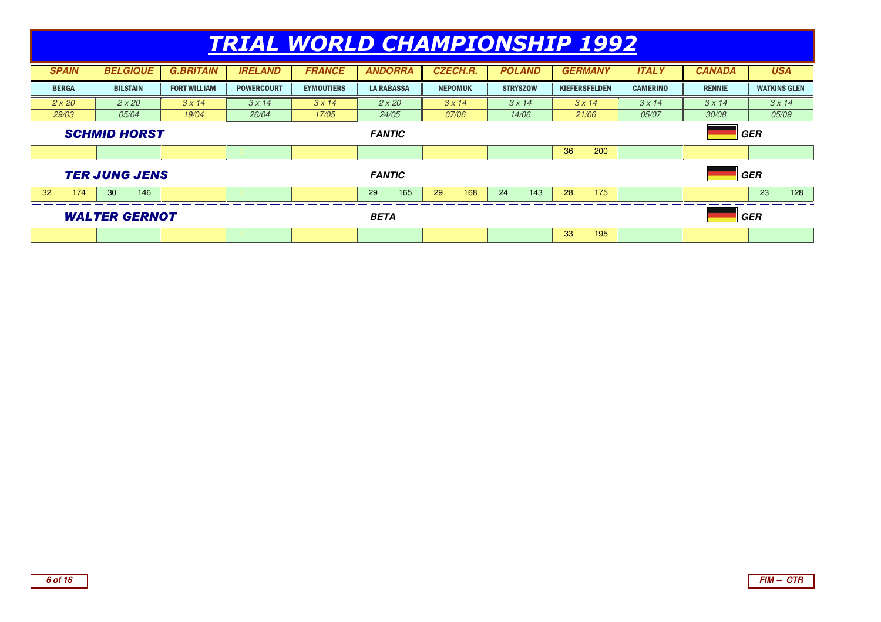# TRIAL WORLD CHAMPIONSHIP 1992

| SPAIN | BELGIQUE | G.BRITAIN | IRELAND | FRANCE | ANDORRA | CZECH.R. | POLAND | GERMANY | ITALY | CANADA | USA |
|---|---|---|---|---|---|---|---|---|---|---|---|
| BERGA | BILSTAIN | FORT WILLIAM | POWERCOURT | EYMOUTIERS | LA RABASSA | NEPOMUK | STRYSZOW | KIEFERSFELDEN | CAMERINO | RENNIE | WATKINS GLEN |
| 2 x 20 | 2 x 20 | 3 x 14 | 3 x 14 | 3 x 14 | 2 x 20 | 3 x 14 | 3 x 14 | 3 x 14 | 3 x 14 | 3 x 14 | 3 x 14 |
| 29/03 | 05/04 | 19/04 | 26/04 | 17/05 | 24/05 | 07/06 | 14/06 | 21/06 | 05/07 | 30/08 | 05/09 |

**SCHMID HORST** — **FANTIC** — **GER**

| SPAIN | BELGIQUE | G.BRITAIN | IRELAND | FRANCE | ANDORRA | CZECH.R. | POLAND | GERMANY | ITALY | CANADA | USA |
|---|---|---|---|---|---|---|---|---|---|---|---|
| | | | 0 | | | | | 36 200 | | | |

**TER JUNG JENS** — **FANTIC** — **GER**

| SPAIN | BELGIQUE | G.BRITAIN | IRELAND | FRANCE | ANDORRA | CZECH.R. | POLAND | GERMANY | ITALY | CANADA | USA |
|---|---|---|---|---|---|---|---|---|---|---|---|
| 32 174 | 30 146 | | 0 | | 29 165 | 29 168 | 24 143 | 28 175 | | | 23 128 |

**WALTER GERNOT** — **BETA** — **GER**

| SPAIN | BELGIQUE | G.BRITAIN | IRELAND | FRANCE | ANDORRA | CZECH.R. | POLAND | GERMANY | ITALY | CANADA | USA |
|---|---|---|---|---|---|---|---|---|---|---|---|
| | | | 0 | | | | | 33 195 | | | |

FIM -- CTR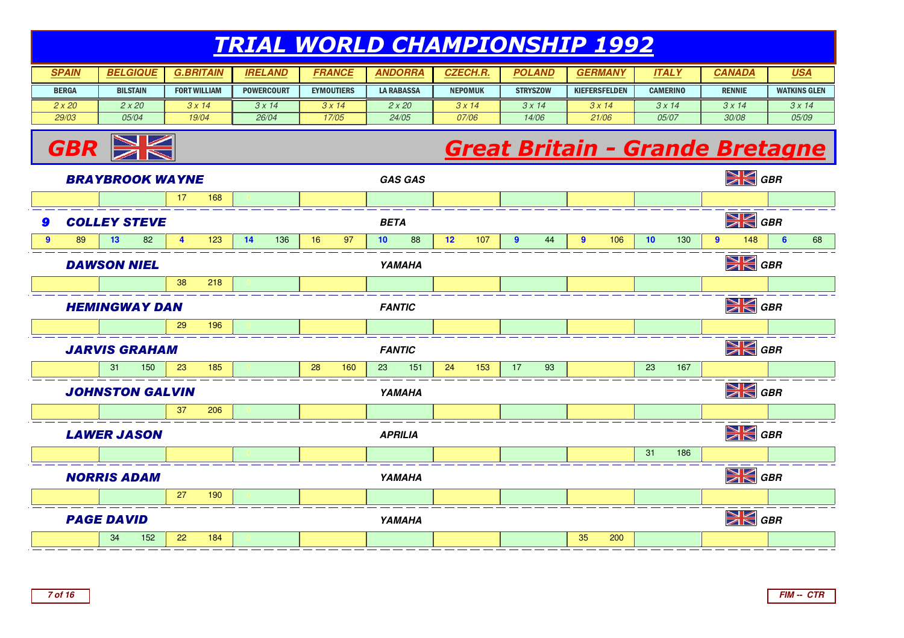# TRIAL WORLD CHAMPIONSHIP 1992

| SPAIN | BELGIQUE | G.BRITAIN | IRELAND | FRANCE | ANDORRA | CZECH.R. | POLAND | GERMANY | ITALY | CANADA | USA |
|---|---|---|---|---|---|---|---|---|---|---|---|
| BERGA | BILSTAIN | FORT WILLIAM | POWERCOURT | EYMOUTIERS | LA RABASSA | NEPOMUK | STRYSZOW | KIEFERSFELDEN | CAMERINO | RENNIE | WATKINS GLEN |
| 2 x 20 | 2 x 20 | 3 x 14 | 3 x 14 | 3 x 14 | 2 x 20 | 3 x 14 | 3 x 14 | 3 x 14 | 3 x 14 | 3 x 14 | 3 x 14 |
| 29/03 | 05/04 | 19/04 | 26/04 | 17/05 | 24/05 | 07/06 | 14/06 | 21/06 | 05/07 | 30/08 | 05/09 |

## GBR — Great Britain - Grande Bretagne

### BRAYBROOK WAYNE — GAS GAS — GBR

| SPAIN | BELGIQUE | G.BRITAIN | IRELAND | FRANCE | ANDORRA | CZECH.R. | POLAND | GERMANY | ITALY | CANADA | USA |
|---|---|---|---|---|---|---|---|---|---|---|---|
| | | 17 168 | | | | | | | | | |

### 9 COLLEY STEVE — BETA — GBR

| SPAIN | BELGIQUE | G.BRITAIN | IRELAND | FRANCE | ANDORRA | CZECH.R. | POLAND | GERMANY | ITALY | CANADA | USA |
|---|---|---|---|---|---|---|---|---|---|---|---|
| 9 89 | 13 82 | 4 123 | 14 136 | 16 97 | 10 88 | 12 107 | 9 44 | 9 106 | 10 130 | 9 148 | 6 68 |

### DAWSON NIEL — YAMAHA — GBR

| SPAIN | BELGIQUE | G.BRITAIN | IRELAND | FRANCE | ANDORRA | CZECH.R. | POLAND | GERMANY | ITALY | CANADA | USA |
|---|---|---|---|---|---|---|---|---|---|---|---|
| | | 38 218 | | | | | | | | | |

### HEMINGWAY DAN — FANTIC — GBR

| SPAIN | BELGIQUE | G.BRITAIN | IRELAND | FRANCE | ANDORRA | CZECH.R. | POLAND | GERMANY | ITALY | CANADA | USA |
|---|---|---|---|---|---|---|---|---|---|---|---|
| | | 29 196 | | | | | | | | | |

### JARVIS GRAHAM — FANTIC — GBR

| SPAIN | BELGIQUE | G.BRITAIN | IRELAND | FRANCE | ANDORRA | CZECH.R. | POLAND | GERMANY | ITALY | CANADA | USA |
|---|---|---|---|---|---|---|---|---|---|---|---|
| | 31 150 | 23 185 | | 28 160 | 23 151 | 24 153 | 17 93 | | 23 167 | | |

### JOHNSTON GALVIN — YAMAHA — GBR

| SPAIN | BELGIQUE | G.BRITAIN | IRELAND | FRANCE | ANDORRA | CZECH.R. | POLAND | GERMANY | ITALY | CANADA | USA |
|---|---|---|---|---|---|---|---|---|---|---|---|
| | | 37 206 | | | | | | | | | |

### LAWER JASON — APRILIA — GBR

| SPAIN | BELGIQUE | G.BRITAIN | IRELAND | FRANCE | ANDORRA | CZECH.R. | POLAND | GERMANY | ITALY | CANADA | USA |
|---|---|---|---|---|---|---|---|---|---|---|---|
| | | | | | | | | | 31 186 | | |

### NORRIS ADAM — YAMAHA — GBR

| SPAIN | BELGIQUE | G.BRITAIN | IRELAND | FRANCE | ANDORRA | CZECH.R. | POLAND | GERMANY | ITALY | CANADA | USA |
|---|---|---|---|---|---|---|---|---|---|---|---|
| | | 27 190 | | | | | | | | | |

### PAGE DAVID — YAMAHA — GBR

| SPAIN | BELGIQUE | G.BRITAIN | IRELAND | FRANCE | ANDORRA | CZECH.R. | POLAND | GERMANY | ITALY | CANADA | USA |
|---|---|---|---|---|---|---|---|---|---|---|---|
| | 34 152 | 22 184 | | | | | | 35 200 | | | |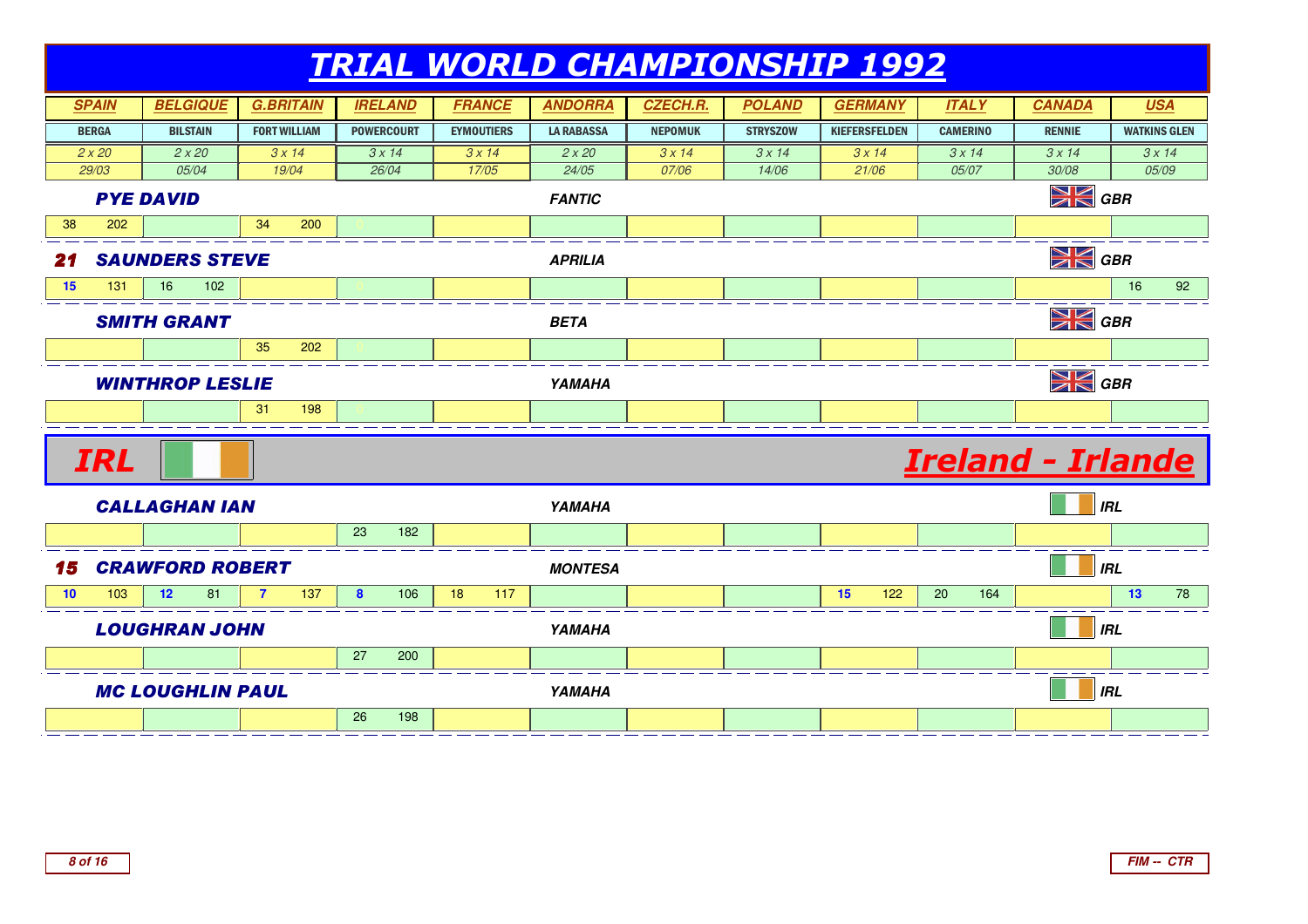# TRIAL WORLD CHAMPIONSHIP 1992

| SPAIN | BELGIQUE | G.BRITAIN | IRELAND | FRANCE | ANDORRA | CZECH.R. | POLAND | GERMANY | ITALY | CANADA | USA |
|---|---|---|---|---|---|---|---|---|---|---|---|
| BERGA | BILSTAIN | FORT WILLIAM | POWERCOURT | EYMOUTIERS | LA RABASSA | NEPOMUK | STRYSZOW | KIEFERSFELDEN | CAMERINO | RENNIE | WATKINS GLEN |
| 2 x 20 | 2 x 20 | 3 x 14 | 3 x 14 | 3 x 14 | 2 x 20 | 3 x 14 | 3 x 14 | 3 x 14 | 3 x 14 | 3 x 14 | 3 x 14 |
| 29/03 | 05/04 | 19/04 | 26/04 | 17/05 | 24/05 | 07/06 | 14/06 | 21/06 | 05/07 | 30/08 | 05/09 |

**PYE DAVID** — FANTIC — GBR

| SPAIN | BELGIQUE | G.BRITAIN | IRELAND | FRANCE | ANDORRA | CZECH.R. | POLAND | GERMANY | ITALY | CANADA | USA |
|---|---|---|---|---|---|---|---|---|---|---|---|
| 38 202 | | 34 200 | 0 | | | | | | | | |

**21 SAUNDERS STEVE** — APRILIA — GBR

| SPAIN | BELGIQUE | G.BRITAIN | IRELAND | FRANCE | ANDORRA | CZECH.R. | POLAND | GERMANY | ITALY | CANADA | USA |
|---|---|---|---|---|---|---|---|---|---|---|---|
| 15 131 | 16 102 | | 0 | | | | | | | | 16 92 |

**SMITH GRANT** — BETA — GBR

| SPAIN | BELGIQUE | G.BRITAIN | IRELAND | FRANCE | ANDORRA | CZECH.R. | POLAND | GERMANY | ITALY | CANADA | USA |
|---|---|---|---|---|---|---|---|---|---|---|---|
| | | 35 202 | 0 | | | | | | | | |

**WINTHROP LESLIE** — YAMAHA — GBR

| SPAIN | BELGIQUE | G.BRITAIN | IRELAND | FRANCE | ANDORRA | CZECH.R. | POLAND | GERMANY | ITALY | CANADA | USA |
|---|---|---|---|---|---|---|---|---|---|---|---|
| | | 31 198 | 0 | | | | | | | | |

## IRL — Ireland - Irlande

**CALLAGHAN IAN** — YAMAHA — IRL

| SPAIN | BELGIQUE | G.BRITAIN | IRELAND | FRANCE | ANDORRA | CZECH.R. | POLAND | GERMANY | ITALY | CANADA | USA |
|---|---|---|---|---|---|---|---|---|---|---|---|
| | | | 23 182 | | | | | | | | |

**15 CRAWFORD ROBERT** — MONTESA — IRL

| SPAIN | BELGIQUE | G.BRITAIN | IRELAND | FRANCE | ANDORRA | CZECH.R. | POLAND | GERMANY | ITALY | CANADA | USA |
|---|---|---|---|---|---|---|---|---|---|---|---|
| 10 103 | 12 81 | 7 137 | 8 106 | 18 117 | | | | 15 122 | 20 164 | | 13 78 |

**LOUGHRAN JOHN** — YAMAHA — IRL

| SPAIN | BELGIQUE | G.BRITAIN | IRELAND | FRANCE | ANDORRA | CZECH.R. | POLAND | GERMANY | ITALY | CANADA | USA |
|---|---|---|---|---|---|---|---|---|---|---|---|
| | | | 27 200 | | | | | | | | |

**MC LOUGHLIN PAUL** — YAMAHA — IRL

| SPAIN | BELGIQUE | G.BRITAIN | IRELAND | FRANCE | ANDORRA | CZECH.R. | POLAND | GERMANY | ITALY | CANADA | USA |
|---|---|---|---|---|---|---|---|---|---|---|---|
| | | | 26 198 | | | | | | | | |

FIM -- CTR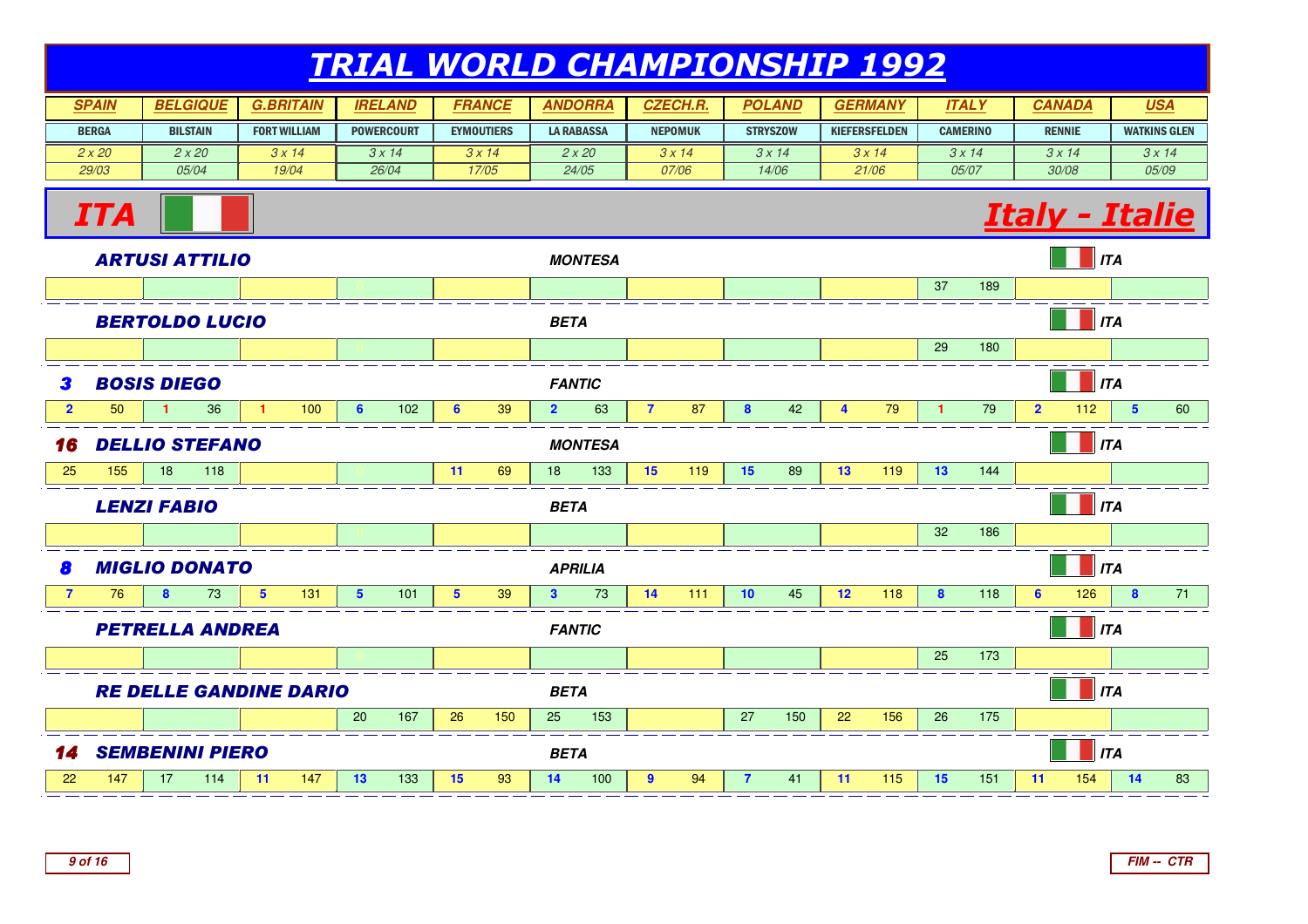# TRIAL WORLD CHAMPIONSHIP 1992

| SPAIN | BELGIQUE | G.BRITAIN | IRELAND | FRANCE | ANDORRA | CZECH.R. | POLAND | GERMANY | ITALY | CANADA | USA |
|---|---|---|---|---|---|---|---|---|---|---|---|
| BERGA | BILSTAIN | FORT WILLIAM | POWERCOURT | EYMOUTIERS | LA RABASSA | NEPOMUK | STRYSZOW | KIEFERSFELDEN | CAMERINO | RENNIE | WATKINS GLEN |
| 2 x 20 | 2 x 20 | 3 x 14 | 3 x 14 | 3 x 14 | 2 x 20 | 3 x 14 | 3 x 14 | 3 x 14 | 3 x 14 | 3 x 14 | 3 x 14 |
| 29/03 | 05/04 | 19/04 | 26/04 | 17/05 | 24/05 | 07/06 | 14/06 | 21/06 | 05/07 | 30/08 | 05/09 |

## ITA — Italy - Italie

| Rank | Rider | Make | Nat. | SPAIN | BELGIQUE | G.BRITAIN | IRELAND | FRANCE | ANDORRA | CZECH.R. | POLAND | GERMANY | ITALY | CANADA | USA |
|---|---|---|---|---|---|---|---|---|---|---|---|---|---|---|---|
| | ARTUSI ATTILIO | MONTESA | ITA | | | | 0 | | | | | | 37 189 | | |
| | BERTOLDO LUCIO | BETA | ITA | | | | 0 | | | | | | 29 180 | | |
| 3 | BOSIS DIEGO | FANTIC | ITA | 2 50 | 1 36 | 1 100 | 6 102 | 6 39 | 2 63 | 7 87 | 8 42 | 4 79 | 1 79 | 2 112 | 5 60 |
| 16 | DELLIO STEFANO | MONTESA | ITA | 25 155 | 18 118 | | 0 | 11 69 | 18 133 | 15 119 | 15 89 | 13 119 | 13 144 | | |
| | LENZI FABIO | BETA | ITA | | | | 0 | | | | | | 32 186 | | |
| 8 | MIGLIO DONATO | APRILIA | ITA | 7 76 | 8 73 | 5 131 | 5 101 | 5 39 | 3 73 | 14 111 | 10 45 | 12 118 | 8 118 | 6 126 | 8 71 |
| | PETRELLA ANDREA | FANTIC | ITA | | | | 0 | | | | | | 25 173 | | |
| | RE DELLE GANDINE DARIO | BETA | ITA | | | | 20 167 | 26 150 | 25 153 | | 27 150 | 22 156 | 26 175 | | |
| 14 | SEMBENINI PIERO | BETA | ITA | 22 147 | 17 114 | 11 147 | 13 133 | 15 93 | 14 100 | 9 94 | 7 41 | 11 115 | 15 151 | 11 154 | 14 83 |

FIM -- CTR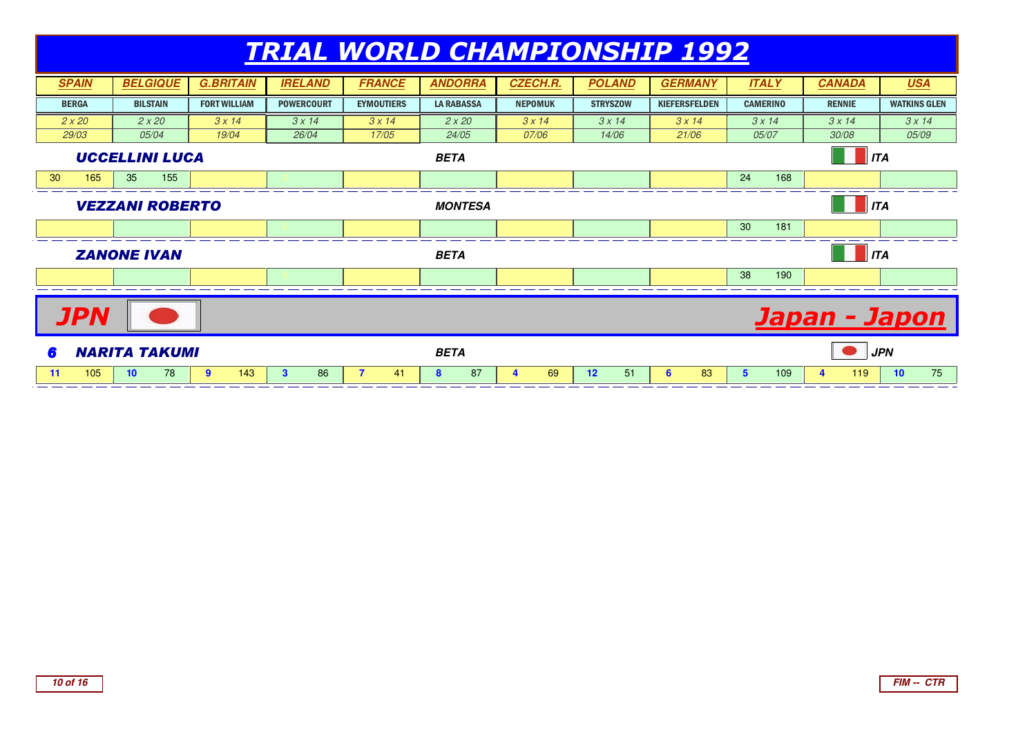# TRIAL WORLD CHAMPIONSHIP 1992

| SPAIN | BELGIQUE | G.BRITAIN | IRELAND | FRANCE | ANDORRA | CZECH.R. | POLAND | GERMANY | ITALY | CANADA | USA |
|---|---|---|---|---|---|---|---|---|---|---|---|
| BERGA | BILSTAIN | FORT WILLIAM | POWERCOURT | EYMOUTIERS | LA RABASSA | NEPOMUK | STRYSZOW | KIEFERSFELDEN | CAMERINO | RENNIE | WATKINS GLEN |
| 2 x 20 | 2 x 20 | 3 x 14 | 3 x 14 | 3 x 14 | 2 x 20 | 3 x 14 | 3 x 14 | 3 x 14 | 3 x 14 | 3 x 14 | 3 x 14 |
| 29/03 | 05/04 | 19/04 | 26/04 | 17/05 | 24/05 | 07/06 | 14/06 | 21/06 | 05/07 | 30/08 | 05/09 |

### UCCELLINI LUCA — BETA — ITA

| SPAIN | BELGIQUE | G.BRITAIN | IRELAND | FRANCE | ANDORRA | CZECH.R. | POLAND | GERMANY | ITALY | CANADA | USA |
|---|---|---|---|---|---|---|---|---|---|---|---|
| 30 165 | 35 155 | | 0 | | | | | | 24 168 | | |

### VEZZANI ROBERTO — MONTESA — ITA

| SPAIN | BELGIQUE | G.BRITAIN | IRELAND | FRANCE | ANDORRA | CZECH.R. | POLAND | GERMANY | ITALY | CANADA | USA |
|---|---|---|---|---|---|---|---|---|---|---|---|
| | | | 0 | | | | | | 30 181 | | |

### ZANONE IVAN — BETA — ITA

| SPAIN | BELGIQUE | G.BRITAIN | IRELAND | FRANCE | ANDORRA | CZECH.R. | POLAND | GERMANY | ITALY | CANADA | USA |
|---|---|---|---|---|---|---|---|---|---|---|---|
| | | | 0 | | | | | | 38 190 | | |

## JPN — Japan - Japon

### 6 NARITA TAKUMI — BETA — JPN

| SPAIN | BELGIQUE | G.BRITAIN | IRELAND | FRANCE | ANDORRA | CZECH.R. | POLAND | GERMANY | ITALY | CANADA | USA |
|---|---|---|---|---|---|---|---|---|---|---|---|
| 11 105 | 10 78 | 9 143 | 3 86 | 7 41 | 8 87 | 4 69 | 12 51 | 6 83 | 5 109 | 4 119 | 10 75 |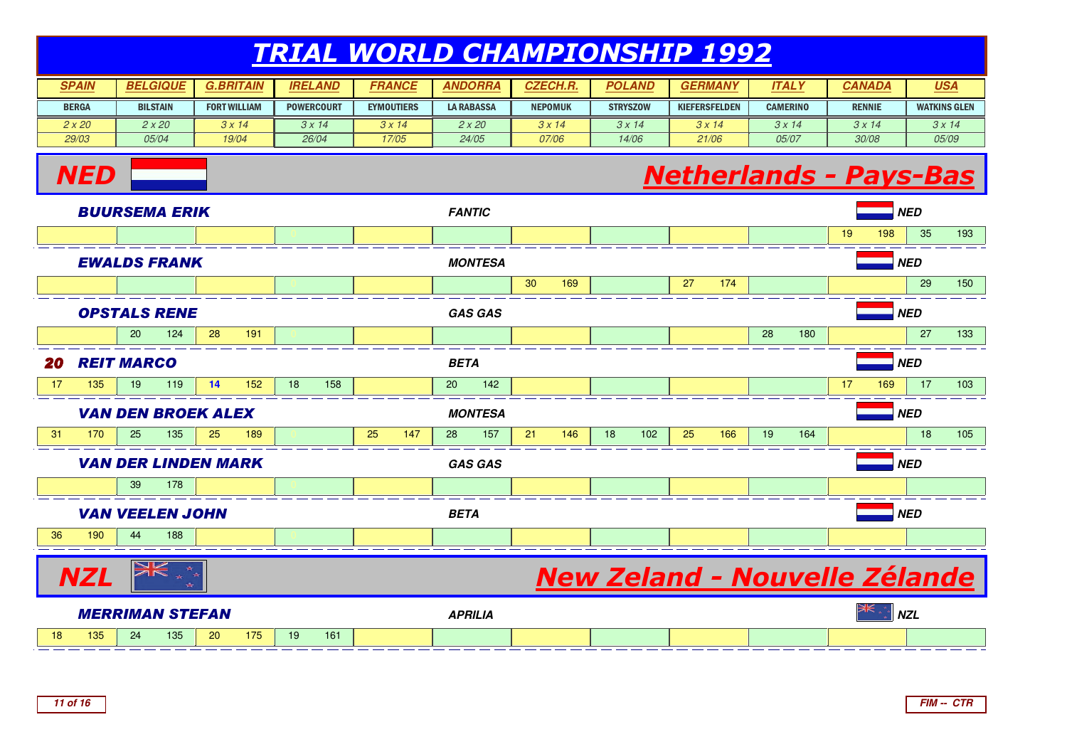# TRIAL WORLD CHAMPIONSHIP 1992

| SPAIN | BELGIQUE | G.BRITAIN | IRELAND | FRANCE | ANDORRA | CZECH.R. | POLAND | GERMANY | ITALY | CANADA | USA |
|---|---|---|---|---|---|---|---|---|---|---|---|
| BERGA | BILSTAIN | FORT WILLIAM | POWERCOURT | EYMOUTIERS | LA RABASSA | NEPOMUK | STRYSZOW | KIEFERSFELDEN | CAMERINO | RENNIE | WATKINS GLEN |
| 2 x 20 | 2 x 20 | 3 x 14 | 3 x 14 | 3 x 14 | 2 x 20 | 3 x 14 | 3 x 14 | 3 x 14 | 3 x 14 | 3 x 14 | 3 x 14 |
| 29/03 | 05/04 | 19/04 | 26/04 | 17/05 | 24/05 | 07/06 | 14/06 | 21/06 | 05/07 | 30/08 | 05/09 |

## NED — Netherlands - Pays-Bas

| Rank | Rider | Machine | Nat. | SPAIN | BELGIQUE | G.BRITAIN | IRELAND | FRANCE | ANDORRA | CZECH.R. | POLAND | GERMANY | ITALY | CANADA | USA |
|---|---|---|---|---|---|---|---|---|---|---|---|---|---|---|---|
| | BUURSEMA ERIK | FANTIC | NED | | | | | | | | | | | 19 198 | 35 193 |
| | EWALDS FRANK | MONTESA | NED | | | | | | | 30 169 | | 27 174 | | | 29 150 |
| | OPSTALS RENE | GAS GAS | NED | | 20 124 | 28 191 | | | | | | | 28 180 | | 27 133 |
| 20 | REIT MARCO | BETA | NED | 17 135 | 19 119 | 14 152 | 18 158 | | 20 142 | | | | | 17 169 | 17 103 |
| | VAN DEN BROEK ALEX | MONTESA | NED | 31 170 | 25 135 | 25 189 | | 25 147 | 28 157 | 21 146 | 18 102 | 25 166 | 19 164 | | 18 105 |
| | VAN DER LINDEN MARK | GAS GAS | NED | | 39 178 | | | | | | | | | | |
| | VAN VEELEN JOHN | BETA | NED | 36 190 | 44 188 | | | | | | | | | | |

## NZL — New Zeland - Nouvelle Zélande

| Rank | Rider | Machine | Nat. | SPAIN | BELGIQUE | G.BRITAIN | IRELAND | FRANCE | ANDORRA | CZECH.R. | POLAND | GERMANY | ITALY | CANADA | USA |
|---|---|---|---|---|---|---|---|---|---|---|---|---|---|---|---|
| | MERRIMAN STEFAN | APRILIA | NZL | 18 135 | 24 135 | 20 175 | 19 161 | | | | | | | | |

FIM -- CTR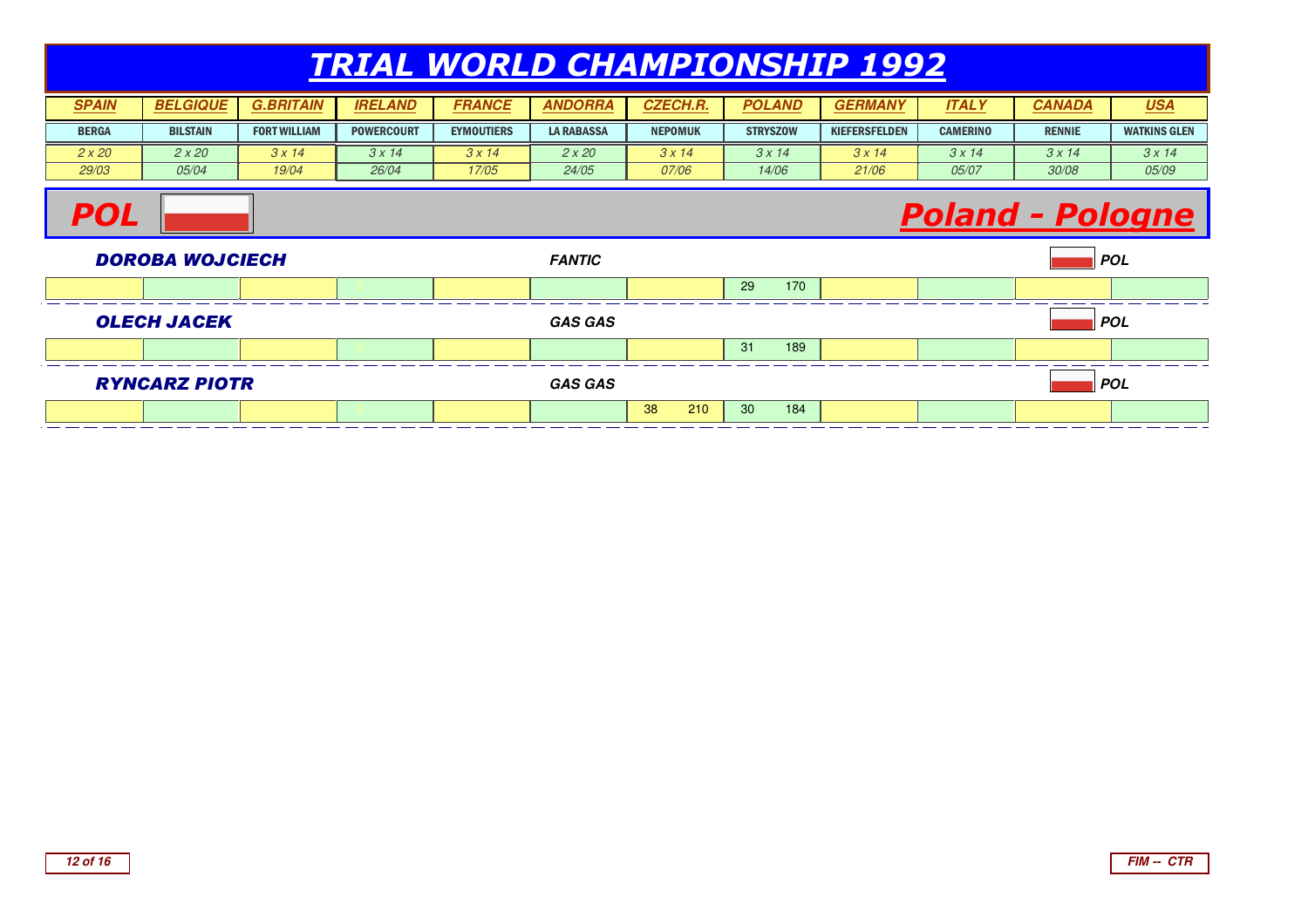# TRIAL WORLD CHAMPIONSHIP 1992

| SPAIN | BELGIQUE | G.BRITAIN | IRELAND | FRANCE | ANDORRA | CZECH.R. | POLAND | GERMANY | ITALY | CANADA | USA |
|---|---|---|---|---|---|---|---|---|---|---|---|
| BERGA | BILSTAIN | FORT WILLIAM | POWERCOURT | EYMOUTIERS | LA RABASSA | NEPOMUK | STRYSZOW | KIEFERSFELDEN | CAMERINO | RENNIE | WATKINS GLEN |
| 2 x 20 | 2 x 20 | 3 x 14 | 3 x 14 | 3 x 14 | 2 x 20 | 3 x 14 | 3 x 14 | 3 x 14 | 3 x 14 | 3 x 14 | 3 x 14 |
| 29/03 | 05/04 | 19/04 | 26/04 | 17/05 | 24/05 | 07/06 | 14/06 | 21/06 | 05/07 | 30/08 | 05/09 |

## POL — Poland - Pologne

### DOROBA WOJCIECH — FANTIC — POL

| SPAIN | BELGIQUE | G.BRITAIN | IRELAND | FRANCE | ANDORRA | CZECH.R. | POLAND | GERMANY | ITALY | CANADA | USA |
|---|---|---|---|---|---|---|---|---|---|---|---|
| | | | 0 | | | | 29 170 | | | | |

### OLECH JACEK — GAS GAS — POL

| SPAIN | BELGIQUE | G.BRITAIN | IRELAND | FRANCE | ANDORRA | CZECH.R. | POLAND | GERMANY | ITALY | CANADA | USA |
|---|---|---|---|---|---|---|---|---|---|---|---|
| | | | 0 | | | | 31 189 | | | | |

### RYNCARZ PIOTR — GAS GAS — POL

| SPAIN | BELGIQUE | G.BRITAIN | IRELAND | FRANCE | ANDORRA | CZECH.R. | POLAND | GERMANY | ITALY | CANADA | USA |
|---|---|---|---|---|---|---|---|---|---|---|---|
| | | | 0 | | | 38 210 | 30 184 | | | | |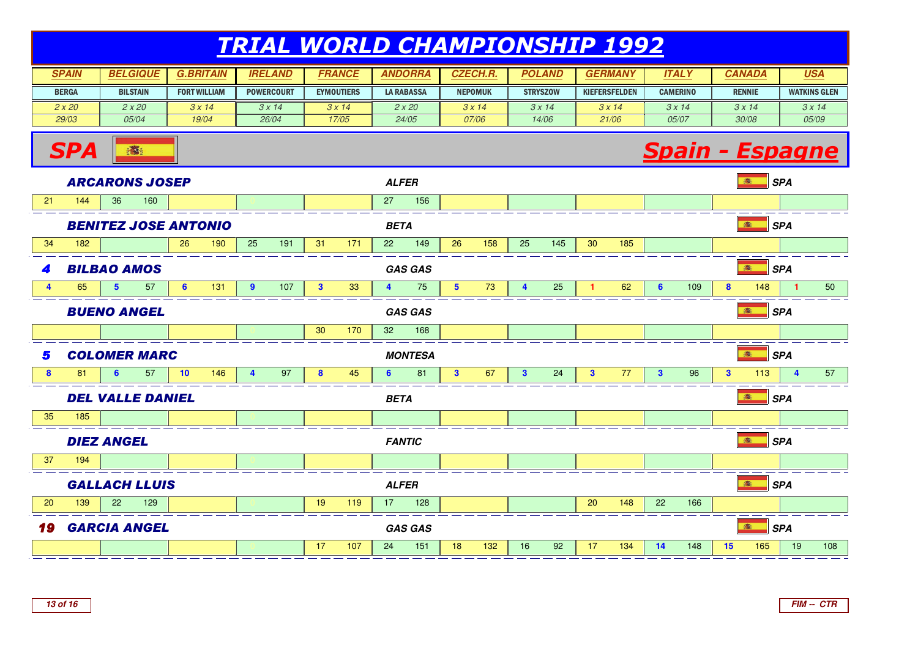# TRIAL WORLD CHAMPIONSHIP 1992

| SPAIN | BELGIQUE | G.BRITAIN | IRELAND | FRANCE | ANDORRA | CZECH.R. | POLAND | GERMANY | ITALY | CANADA | USA |
|---|---|---|---|---|---|---|---|---|---|---|---|
| BERGA | BILSTAIN | FORT WILLIAM | POWERCOURT | EYMOUTIERS | LA RABASSA | NEPOMUK | STRYSZOW | KIEFERSFELDEN | CAMERINO | RENNIE | WATKINS GLEN |
| 2 x 20 | 2 x 20 | 3 x 14 | 3 x 14 | 3 x 14 | 2 x 20 | 3 x 14 | 3 x 14 | 3 x 14 | 3 x 14 | 3 x 14 | 3 x 14 |
| 29/03 | 05/04 | 19/04 | 26/04 | 17/05 | 24/05 | 07/06 | 14/06 | 21/06 | 05/07 | 30/08 | 05/09 |

## SPA — Spain - Espagne

| Pos. | Rider | Make | Nation | SPAIN | BELGIQUE | G.BRITAIN | IRELAND | FRANCE | ANDORRA | CZECH.R. | POLAND | GERMANY | ITALY | CANADA | USA |
|---|---|---|---|---|---|---|---|---|---|---|---|---|---|---|---|
| | ARCARONS JOSEP | ALFER | SPA | 21 144 | 36 160 | | | | 27 156 | | | | | | |
| | BENITEZ JOSE ANTONIO | BETA | SPA | 34 182 | | 26 190 | 25 191 | 31 171 | 22 149 | 26 158 | 25 145 | 30 185 | | | |
| 4 | BILBAO AMOS | GAS GAS | SPA | 4 65 | 5 57 | 6 131 | 9 107 | 3 33 | 4 75 | 5 73 | 4 25 | 1 62 | 6 109 | 8 148 | 1 50 |
| | BUENO ANGEL | GAS GAS | SPA | | | | | 30 170 | 32 168 | | | | | | |
| 5 | COLOMER MARC | MONTESA | SPA | 8 81 | 6 57 | 10 146 | 4 97 | 8 45 | 6 81 | 3 67 | 3 24 | 3 77 | 3 96 | 3 113 | 4 57 |
| | DEL VALLE DANIEL | BETA | SPA | 35 185 | | | | | | | | | | | |
| | DIEZ ANGEL | FANTIC | SPA | 37 194 | | | | | | | | | | | |
| | GALLACH LLUIS | ALFER | SPA | 20 139 | 22 129 | | | 19 119 | 17 128 | | | 20 148 | 22 166 | | |
| 19 | GARCIA ANGEL | GAS GAS | SPA | | | | | 17 107 | 24 151 | 18 132 | 16 92 | 17 134 | 14 148 | 15 165 | 19 108 |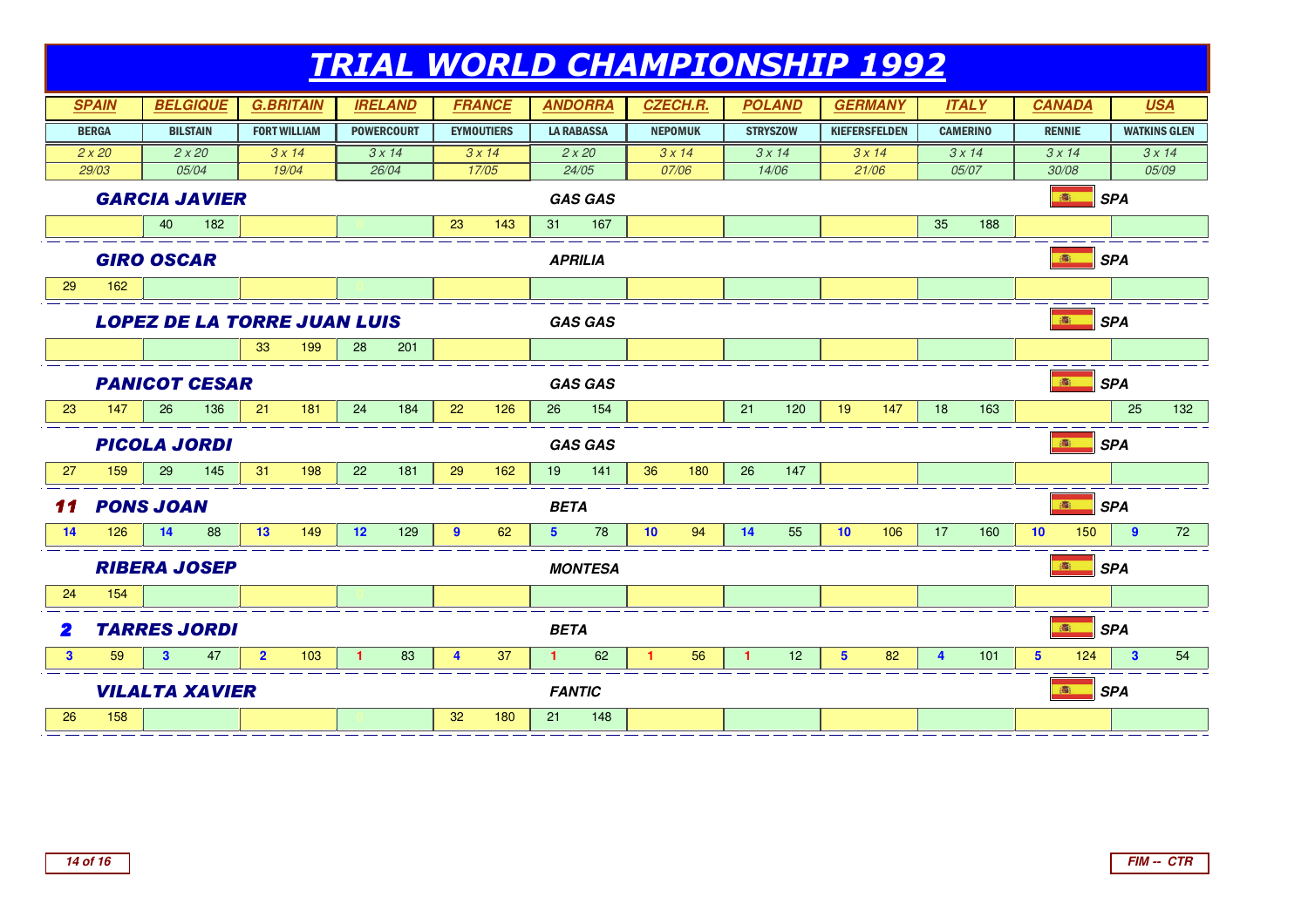# TRIAL WORLD CHAMPIONSHIP 1992

| SPAIN | BELGIQUE | G.BRITAIN | IRELAND | FRANCE | ANDORRA | CZECH.R. | POLAND | GERMANY | ITALY | CANADA | USA |
|---|---|---|---|---|---|---|---|---|---|---|---|
| BERGA | BILSTAIN | FORT WILLIAM | POWERCOURT | EYMOUTIERS | LA RABASSA | NEPOMUK | STRYSZOW | KIEFERSFELDEN | CAMERINO | RENNIE | WATKINS GLEN |
| 2 x 20 | 2 x 20 | 3 x 14 | 3 x 14 | 3 x 14 | 2 x 20 | 3 x 14 | 3 x 14 | 3 x 14 | 3 x 14 | 3 x 14 | 3 x 14 |
| 29/03 | 05/04 | 19/04 | 26/04 | 17/05 | 24/05 | 07/06 | 14/06 | 21/06 | 05/07 | 30/08 | 05/09 |

### GARCIA JAVIER — GAS GAS — SPA

| SPAIN | BELGIQUE | G.BRITAIN | IRELAND | FRANCE | ANDORRA | CZECH.R. | POLAND | GERMANY | ITALY | CANADA | USA |
|---|---|---|---|---|---|---|---|---|---|---|---|
| | 40 182 | | | 23 143 | 31 167 | | | | 35 188 | | |

### GIRO OSCAR — APRILIA — SPA

| SPAIN | BELGIQUE | G.BRITAIN | IRELAND | FRANCE | ANDORRA | CZECH.R. | POLAND | GERMANY | ITALY | CANADA | USA |
|---|---|---|---|---|---|---|---|---|---|---|---|
| 29 162 | | | | | | | | | | | |

### LOPEZ DE LA TORRE JUAN LUIS — GAS GAS — SPA

| SPAIN | BELGIQUE | G.BRITAIN | IRELAND | FRANCE | ANDORRA | CZECH.R. | POLAND | GERMANY | ITALY | CANADA | USA |
|---|---|---|---|---|---|---|---|---|---|---|---|
| | | 33 199 | 28 201 | | | | | | | | |

### PANICOT CESAR — GAS GAS — SPA

| SPAIN | BELGIQUE | G.BRITAIN | IRELAND | FRANCE | ANDORRA | CZECH.R. | POLAND | GERMANY | ITALY | CANADA | USA |
|---|---|---|---|---|---|---|---|---|---|---|---|
| 23 147 | 26 136 | 21 181 | 24 184 | 22 126 | 26 154 | | 21 120 | 19 147 | 18 163 | | 25 132 |

### PICOLA JORDI — GAS GAS — SPA

| SPAIN | BELGIQUE | G.BRITAIN | IRELAND | FRANCE | ANDORRA | CZECH.R. | POLAND | GERMANY | ITALY | CANADA | USA |
|---|---|---|---|---|---|---|---|---|---|---|---|
| 27 159 | 29 145 | 31 198 | 22 181 | 29 162 | 19 141 | 36 180 | 26 147 | | | | |

### 11 PONS JOAN — BETA — SPA

| SPAIN | BELGIQUE | G.BRITAIN | IRELAND | FRANCE | ANDORRA | CZECH.R. | POLAND | GERMANY | ITALY | CANADA | USA |
|---|---|---|---|---|---|---|---|---|---|---|---|
| 14 126 | 14 88 | 13 149 | 12 129 | 9 62 | 5 78 | 10 94 | 14 55 | 10 106 | 17 160 | 10 150 | 9 72 |

### RIBERA JOSEP — MONTESA — SPA

| SPAIN | BELGIQUE | G.BRITAIN | IRELAND | FRANCE | ANDORRA | CZECH.R. | POLAND | GERMANY | ITALY | CANADA | USA |
|---|---|---|---|---|---|---|---|---|---|---|---|
| 24 154 | | | | | | | | | | | |

### 2 TARRES JORDI — BETA — SPA

| SPAIN | BELGIQUE | G.BRITAIN | IRELAND | FRANCE | ANDORRA | CZECH.R. | POLAND | GERMANY | ITALY | CANADA | USA |
|---|---|---|---|---|---|---|---|---|---|---|---|
| 3 59 | 3 47 | 2 103 | 1 83 | 4 37 | 1 62 | 1 56 | 1 12 | 5 82 | 4 101 | 5 124 | 3 54 |

### VILALTA XAVIER — FANTIC — SPA

| SPAIN | BELGIQUE | G.BRITAIN | IRELAND | FRANCE | ANDORRA | CZECH.R. | POLAND | GERMANY | ITALY | CANADA | USA |
|---|---|---|---|---|---|---|---|---|---|---|---|
| 26 158 | | | | 32 180 | 21 148 | | | | | | |

FIM -- CTR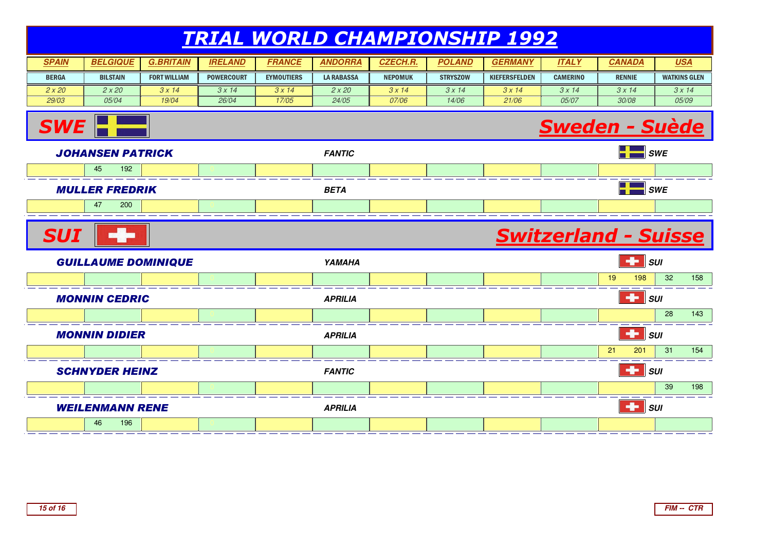# TRIAL WORLD CHAMPIONSHIP 1992

| SPAIN | BELGIQUE | G.BRITAIN | IRELAND | FRANCE | ANDORRA | CZECH.R. | POLAND | GERMANY | ITALY | CANADA | USA |
|---|---|---|---|---|---|---|---|---|---|---|---|
| BERGA | BILSTAIN | FORT WILLIAM | POWERCOURT | EYMOUTIERS | LA RABASSA | NEPOMUK | STRYSZOW | KIEFERSFELDEN | CAMERINO | RENNIE | WATKINS GLEN |
| 2 x 20 | 2 x 20 | 3 x 14 | 3 x 14 | 3 x 14 | 2 x 20 | 3 x 14 | 3 x 14 | 3 x 14 | 3 x 14 | 3 x 14 | 3 x 14 |
| 29/03 | 05/04 | 19/04 | 26/04 | 17/05 | 24/05 | 07/06 | 14/06 | 21/06 | 05/07 | 30/08 | 05/09 |

## SWE — Sweden - Suède

**JOHANSEN PATRICK** — FANTIC — SWE

| SPAIN | BELGIQUE | G.BRITAIN | IRELAND | FRANCE | ANDORRA | CZECH.R. | POLAND | GERMANY | ITALY | CANADA | USA |
|---|---|---|---|---|---|---|---|---|---|---|---|
| | 45 192 | | | | | | | | | | |

**MULLER FREDRIK** — BETA — SWE

| SPAIN | BELGIQUE | G.BRITAIN | IRELAND | FRANCE | ANDORRA | CZECH.R. | POLAND | GERMANY | ITALY | CANADA | USA |
|---|---|---|---|---|---|---|---|---|---|---|---|
| | 47 200 | | | | | | | | | | |

## SUI — Switzerland - Suisse

**GUILLAUME DOMINIQUE** — YAMAHA — SUI

| SPAIN | BELGIQUE | G.BRITAIN | IRELAND | FRANCE | ANDORRA | CZECH.R. | POLAND | GERMANY | ITALY | CANADA | USA |
|---|---|---|---|---|---|---|---|---|---|---|---|
| | | | | | | | | | | 19 198 | 32 158 |

**MONNIN CEDRIC** — APRILIA — SUI

| SPAIN | BELGIQUE | G.BRITAIN | IRELAND | FRANCE | ANDORRA | CZECH.R. | POLAND | GERMANY | ITALY | CANADA | USA |
|---|---|---|---|---|---|---|---|---|---|---|---|
| | | | | | | | | | | | 28 143 |

**MONNIN DIDIER** — APRILIA — SUI

| SPAIN | BELGIQUE | G.BRITAIN | IRELAND | FRANCE | ANDORRA | CZECH.R. | POLAND | GERMANY | ITALY | CANADA | USA |
|---|---|---|---|---|---|---|---|---|---|---|---|
| | | | | | | | | | | 21 201 | 31 154 |

**SCHNYDER HEINZ** — FANTIC — SUI

| SPAIN | BELGIQUE | G.BRITAIN | IRELAND | FRANCE | ANDORRA | CZECH.R. | POLAND | GERMANY | ITALY | CANADA | USA |
|---|---|---|---|---|---|---|---|---|---|---|---|
| | | | | | | | | | | | 39 198 |

**WEILENMANN RENE** — APRILIA — SUI

| SPAIN | BELGIQUE | G.BRITAIN | IRELAND | FRANCE | ANDORRA | CZECH.R. | POLAND | GERMANY | ITALY | CANADA | USA |
|---|---|---|---|---|---|---|---|---|---|---|---|
| | 46 196 | | | | | | | | | | |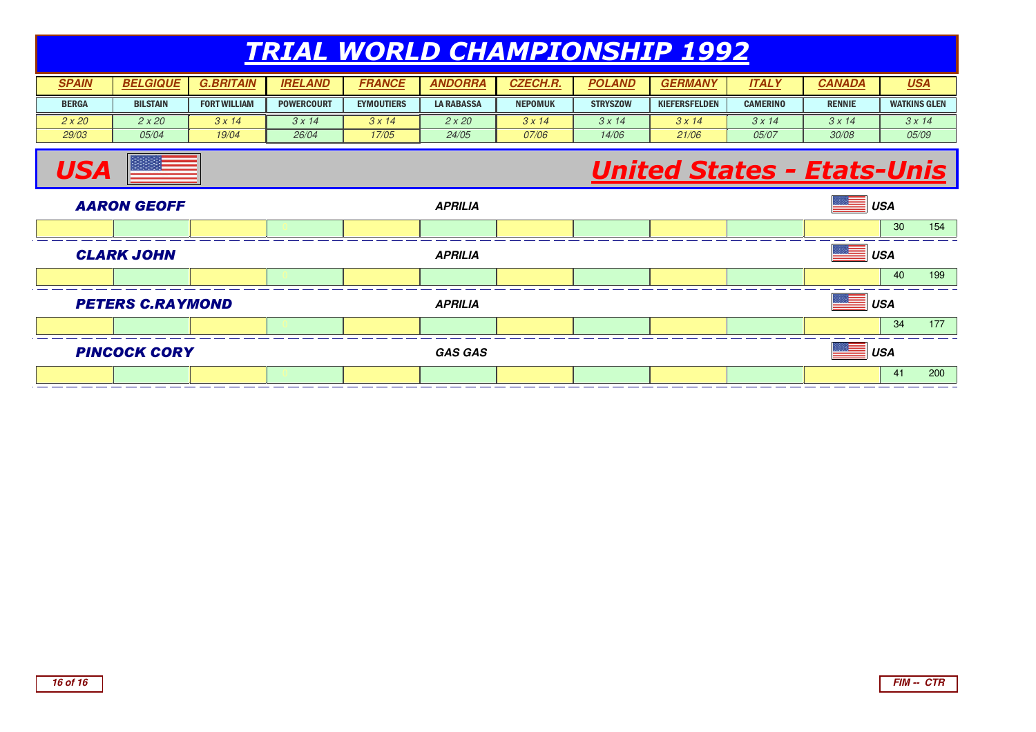# TRIAL WORLD CHAMPIONSHIP 1992

| SPAIN | BELGIQUE | G.BRITAIN | IRELAND | FRANCE | ANDORRA | CZECH.R. | POLAND | GERMANY | ITALY | CANADA | USA |
|---|---|---|---|---|---|---|---|---|---|---|---|
| BERGA | BILSTAIN | FORT WILLIAM | POWERCOURT | EYMOUTIERS | LA RABASSA | NEPOMUK | STRYSZOW | KIEFERSFELDEN | CAMERINO | RENNIE | WATKINS GLEN |
| 2 x 20 | 2 x 20 | 3 x 14 | 3 x 14 | 3 x 14 | 2 x 20 | 3 x 14 | 3 x 14 | 3 x 14 | 3 x 14 | 3 x 14 | 3 x 14 |
| 29/03 | 05/04 | 19/04 | 26/04 | 17/05 | 24/05 | 07/06 | 14/06 | 21/06 | 05/07 | 30/08 | 05/09 |

## USA — United States - Etats-Unis

**AARON GEOFF** — APRILIA — USA

| SPAIN | BELGIQUE | G.BRITAIN | IRELAND | FRANCE | ANDORRA | CZECH.R. | POLAND | GERMANY | ITALY | CANADA | USA |
|---|---|---|---|---|---|---|---|---|---|---|---|
| | | | 0 | | | | | | | | 30 154 |

**CLARK JOHN** — APRILIA — USA

| SPAIN | BELGIQUE | G.BRITAIN | IRELAND | FRANCE | ANDORRA | CZECH.R. | POLAND | GERMANY | ITALY | CANADA | USA |
|---|---|---|---|---|---|---|---|---|---|---|---|
| | | | 0 | | | | | | | | 40 199 |

**PETERS C.RAYMOND** — APRILIA — USA

| SPAIN | BELGIQUE | G.BRITAIN | IRELAND | FRANCE | ANDORRA | CZECH.R. | POLAND | GERMANY | ITALY | CANADA | USA |
|---|---|---|---|---|---|---|---|---|---|---|---|
| | | | 0 | | | | | | | | 34 177 |

**PINCOCK CORY** — GAS GAS — USA

| SPAIN | BELGIQUE | G.BRITAIN | IRELAND | FRANCE | ANDORRA | CZECH.R. | POLAND | GERMANY | ITALY | CANADA | USA |
|---|---|---|---|---|---|---|---|---|---|---|---|
| | | | 0 | | | | | | | | 41 200 |

FIM -- CTR